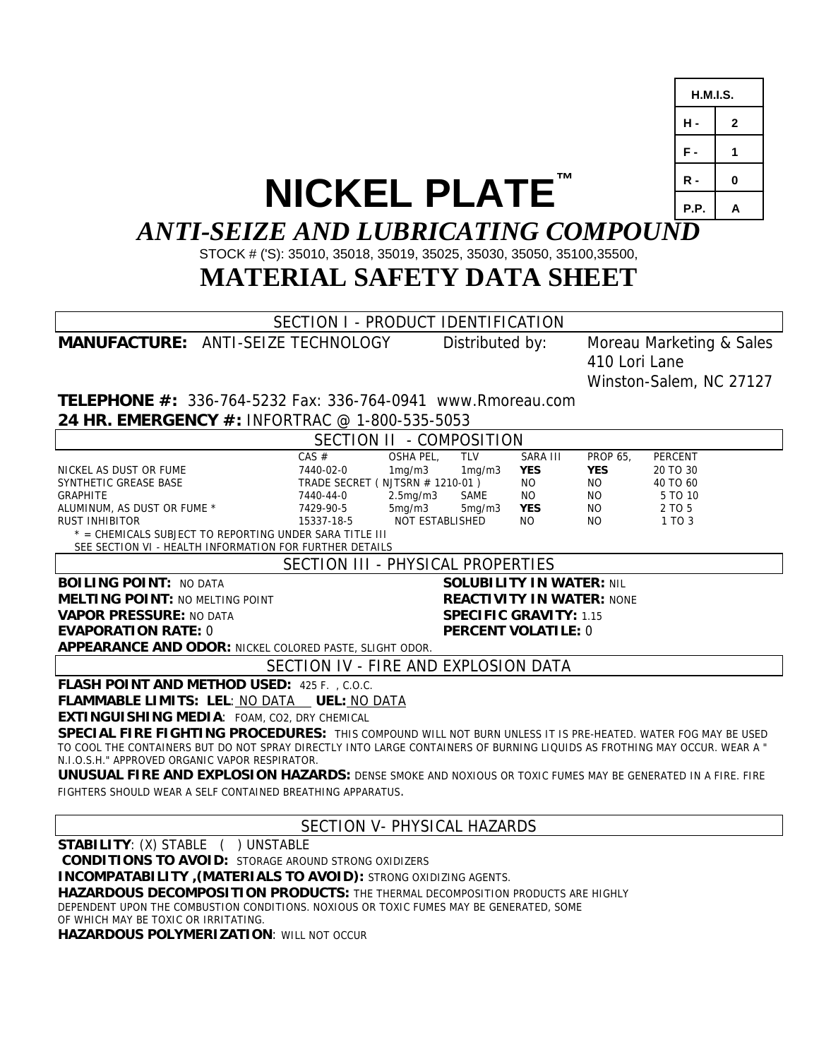| H.M.I.S. | |
|---|---|
| H - | 2 |
| F - | 1 |
| R - | 0 |
| P.P. | A |

# NICKEL PLATE™

## *ANTI-SEIZE AND LUBRICATING COMPOUND*

STOCK # ('S): 35010, 35018, 35019, 35025, 35030, 35050, 35100,35500,

# MATERIAL SAFETY DATA SHEET

## SECTION I - PRODUCT IDENTIFICATION

**MANUFACTURE:** ANTI-SEIZE TECHNOLOGY Distributed by: Moreau Marketing & Sales
410 Lori Lane
Winston-Salem, NC 27127

**TELEPHONE #:** 336-764-5232 Fax: 336-764-0941 www.Rmoreau.com

**24 HR. EMERGENCY #:** INFORTRAC @ 1-800-535-5053

## SECTION II - COMPOSITION

| | CAS # | OSHA PEL, | TLV | SARA III | PROP 65, | PERCENT |
|---|---|---|---|---|---|---|
| NICKEL AS DUST OR FUME | 7440-02-0 | 1mg/m3 | 1mg/m3 | **YES** | **YES** | 20 TO 30 |
| SYNTHETIC GREASE BASE | TRADE SECRET ( NJTSRN # 1210-01 ) | | | NO | NO | 40 TO 60 |
| GRAPHITE | 7440-44-0 | 2.5mg/m3 | SAME | NO | NO | 5 TO 10 |
| ALUMINUM, AS DUST OR FUME * | 7429-90-5 | 5mg/m3 | 5mg/m3 | **YES** | NO | 2 TO 5 |
| RUST INHIBITOR | 15337-18-5 | NOT ESTABLISHED | | NO | NO | 1 TO 3 |

\* = CHEMICALS SUBJECT TO REPORTING UNDER SARA TITLE III
SEE SECTION VI - HEALTH INFORMATION FOR FURTHER DETAILS

## SECTION III - PHYSICAL PROPERTIES

**BOILING POINT:** NO DATA
**MELTING POINT:** NO MELTING POINT
**VAPOR PRESSURE:** NO DATA
**EVAPORATION RATE:** 0
**SOLUBILITY IN WATER:** NIL
**REACTIVITY IN WATER:** NONE
**SPECIFIC GRAVITY:** 1.15
**PERCENT VOLATILE:** 0
**APPEARANCE AND ODOR:** NICKEL COLORED PASTE, SLIGHT ODOR.

## SECTION IV - FIRE AND EXPLOSION DATA

**FLASH POINT AND METHOD USED:** 425 F. , C.O.C.

**FLAMMABLE LIMITS: LEL**: NO DATA **UEL:** NO DATA

**EXTINGUISHING MEDIA**: FOAM, CO2, DRY CHEMICAL

**SPECIAL FIRE FIGHTING PROCEDURES:** THIS COMPOUND WILL NOT BURN UNLESS IT IS PRE-HEATED. WATER FOG MAY BE USED TO COOL THE CONTAINERS BUT DO NOT SPRAY DIRECTLY INTO LARGE CONTAINERS OF BURNING LIQUIDS AS FROTHING MAY OCCUR. WEAR A " N.I.O.S.H." APPROVED ORGANIC VAPOR RESPIRATOR.

**UNUSUAL FIRE AND EXPLOSION HAZARDS:** DENSE SMOKE AND NOXIOUS OR TOXIC FUMES MAY BE GENERATED IN A FIRE. FIRE FIGHTERS SHOULD WEAR A SELF CONTAINED BREATHING APPARATUS.

## SECTION V- PHYSICAL HAZARDS

**STABILITY**: (X) STABLE ( ) UNSTABLE

**CONDITIONS TO AVOID:** STORAGE AROUND STRONG OXIDIZERS

**INCOMPATABILITY ,(MATERIALS TO AVOID):** STRONG OXIDIZING AGENTS.

**HAZARDOUS DECOMPOSITION PRODUCTS:** THE THERMAL DECOMPOSITION PRODUCTS ARE HIGHLY DEPENDENT UPON THE COMBUSTION CONDITIONS. NOXIOUS OR TOXIC FUMES MAY BE GENERATED, SOME OF WHICH MAY BE TOXIC OR IRRITATING.

**HAZARDOUS POLYMERIZATION**: WILL NOT OCCUR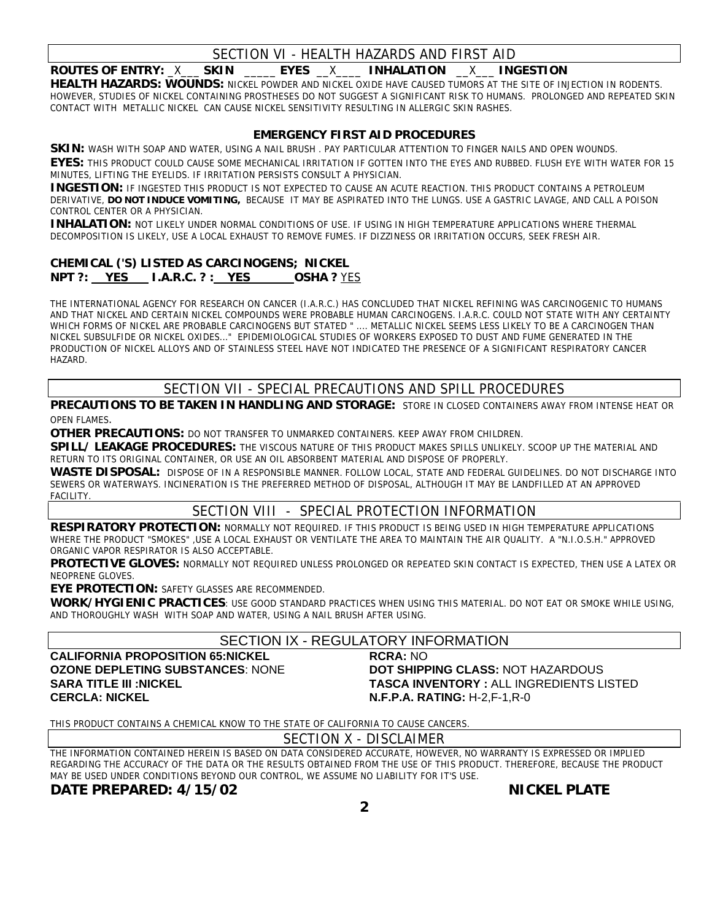## SECTION VI - HEALTH HAZARDS AND FIRST AID

**ROUTES OF ENTRY:** _X___ **SKIN** _____ **EYES** __X____ **INHALATION** __X___ **INGESTION**

**HEALTH HAZARDS: WOUNDS:** NICKEL POWDER AND NICKEL OXIDE HAVE CAUSED TUMORS AT THE SITE OF INJECTION IN RODENTS. HOWEVER, STUDIES OF NICKEL CONTAINING PROSTHESES DO NOT SUGGEST A SIGNIFICANT RISK TO HUMANS. PROLONGED AND REPEATED SKIN CONTACT WITH METALLIC NICKEL CAN CAUSE NICKEL SENSITIVITY RESULTING IN ALLERGIC SKIN RASHES.

### EMERGENCY FIRST AID PROCEDURES

**SKIN:** WASH WITH SOAP AND WATER, USING A NAIL BRUSH . PAY PARTICULAR ATTENTION TO FINGER NAILS AND OPEN WOUNDS.

**EYES:** THIS PRODUCT COULD CAUSE SOME MECHANICAL IRRITATION IF GOTTEN INTO THE EYES AND RUBBED. FLUSH EYE WITH WATER FOR 15 MINUTES, LIFTING THE EYELIDS. IF IRRITATION PERSISTS CONSULT A PHYSICIAN.

**INGESTION:** IF INGESTED THIS PRODUCT IS NOT EXPECTED TO CAUSE AN ACUTE REACTION. THIS PRODUCT CONTAINS A PETROLEUM DERIVATIVE, **DO NOT INDUCE VOMITING,** BECAUSE IT MAY BE ASPIRATED INTO THE LUNGS. USE A GASTRIC LAVAGE, AND CALL A POISON CONTROL CENTER OR A PHYSICIAN.

**INHALATION:** NOT LIKELY UNDER NORMAL CONDITIONS OF USE. IF USING IN HIGH TEMPERATURE APPLICATIONS WHERE THERMAL DECOMPOSITION IS LIKELY, USE A LOCAL EXHAUST TO REMOVE FUMES. IF DIZZINESS OR IRRITATION OCCURS, SEEK FRESH AIR.

**CHEMICAL ('S) LISTED AS CARCINOGENS; NICKEL**

**NPT ?: YES I.A.R.C. ? : YES OSHA ?** YES

THE INTERNATIONAL AGENCY FOR RESEARCH ON CANCER (I.A.R.C.) HAS CONCLUDED THAT NICKEL REFINING WAS CARCINOGENIC TO HUMANS AND THAT NICKEL AND CERTAIN NICKEL COMPOUNDS WERE PROBABLE HUMAN CARCINOGENS. I.A.R.C. COULD NOT STATE WITH ANY CERTAINTY WHICH FORMS OF NICKEL ARE PROBABLE CARCINOGENS BUT STATED " .... METALLIC NICKEL SEEMS LESS LIKELY TO BE A CARCINOGEN THAN NICKEL SUBSULFIDE OR NICKEL OXIDES..." EPIDEMIOLOGICAL STUDIES OF WORKERS EXPOSED TO DUST AND FUME GENERATED IN THE PRODUCTION OF NICKEL ALLOYS AND OF STAINLESS STEEL HAVE NOT INDICATED THE PRESENCE OF A SIGNIFICANT RESPIRATORY CANCER HAZARD.

## SECTION VII - SPECIAL PRECAUTIONS AND SPILL PROCEDURES

**PRECAUTIONS TO BE TAKEN IN HANDLING AND STORAGE:** STORE IN CLOSED CONTAINERS AWAY FROM INTENSE HEAT OR OPEN FLAMES.

**OTHER PRECAUTIONS:** DO NOT TRANSFER TO UNMARKED CONTAINERS. KEEP AWAY FROM CHILDREN.

**SPILL/ LEAKAGE PROCEDURES:** THE VISCOUS NATURE OF THIS PRODUCT MAKES SPILLS UNLIKELY. SCOOP UP THE MATERIAL AND RETURN TO ITS ORIGINAL CONTAINER, OR USE AN OIL ABSORBENT MATERIAL AND DISPOSE OF PROPERLY.

**WASTE DISPOSAL:** DISPOSE OF IN A RESPONSIBLE MANNER. FOLLOW LOCAL, STATE AND FEDERAL GUIDELINES. DO NOT DISCHARGE INTO SEWERS OR WATERWAYS. INCINERATION IS THE PREFERRED METHOD OF DISPOSAL, ALTHOUGH IT MAY BE LANDFILLED AT AN APPROVED FACILITY.

## SECTION VIII - SPECIAL PROTECTION INFORMATION

**RESPIRATORY PROTECTION:** NORMALLY NOT REQUIRED. IF THIS PRODUCT IS BEING USED IN HIGH TEMPERATURE APPLICATIONS WHERE THE PRODUCT "SMOKES" ,USE A LOCAL EXHAUST OR VENTILATE THE AREA TO MAINTAIN THE AIR QUALITY. A "N.I.O.S.H." APPROVED ORGANIC VAPOR RESPIRATOR IS ALSO ACCEPTABLE.

**PROTECTIVE GLOVES:** NORMALLY NOT REQUIRED UNLESS PROLONGED OR REPEATED SKIN CONTACT IS EXPECTED, THEN USE A LATEX OR NEOPRENE GLOVES.

**EYE PROTECTION:** SAFETY GLASSES ARE RECOMMENDED.

**WORK/HYGIENIC PRACTICES**: USE GOOD STANDARD PRACTICES WHEN USING THIS MATERIAL. DO NOT EAT OR SMOKE WHILE USING, AND THOROUGHLY WASH WITH SOAP AND WATER, USING A NAIL BRUSH AFTER USING.

## SECTION IX - REGULATORY INFORMATION

**CALIFORNIA PROPOSITION 65:NICKEL**

**OZONE DEPLETING SUBSTANCES**: NONE

**SARA TITLE III :NICKEL**

**CERCLA: NICKEL**

**RCRA:** NO

**DOT SHIPPING CLASS:** NOT HAZARDOUS

**TASCA INVENTORY :** ALL INGREDIENTS LISTED

**N.F.P.A. RATING:** H-2,F-1,R-0

THIS PRODUCT CONTAINS A CHEMICAL KNOW TO THE STATE OF CALIFORNIA TO CAUSE CANCERS.

## SECTION X - DISCLAIMER

THE INFORMATION CONTAINED HEREIN IS BASED ON DATA CONSIDERED ACCURATE, HOWEVER, NO WARRANTY IS EXPRESSED OR IMPLIED REGARDING THE ACCURACY OF THE DATA OR THE RESULTS OBTAINED FROM THE USE OF THIS PRODUCT. THEREFORE, BECAUSE THE PRODUCT MAY BE USED UNDER CONDITIONS BEYOND OUR CONTROL, WE ASSUME NO LIABILITY FOR IT'S USE.

**DATE PREPARED: 4/15/02** **NICKEL PLATE**